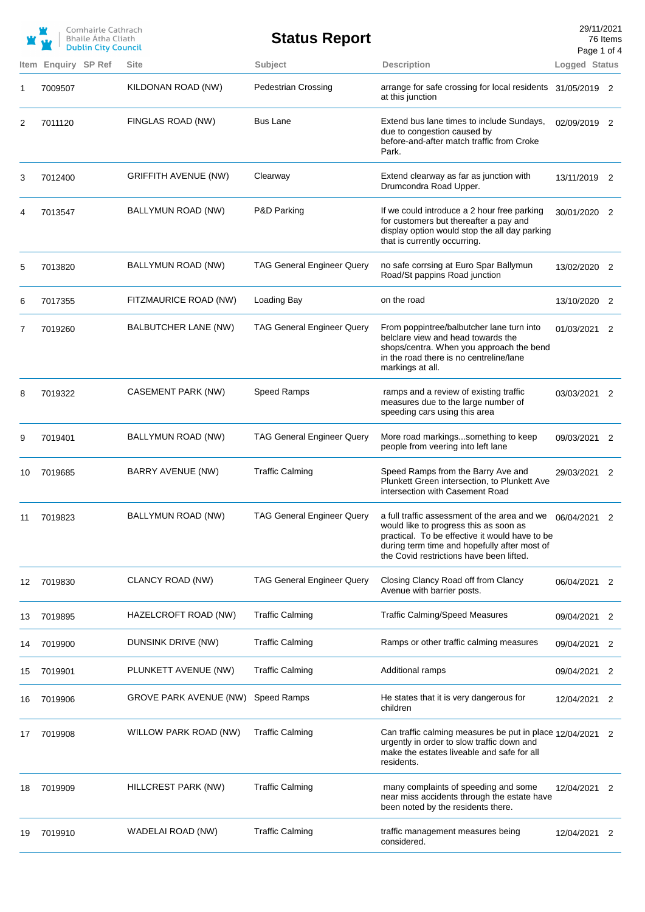Comhairle Cathrach Bhaile Átha Cliath
Dublin City Council

# Status Report

29/11/2021
76 Items

| Item | Enquiry | SP Ref | Site | Subject | Description | Logged | Status |
|---|---|---|---|---|---|---|---|
| 1 | 7009507 | | KILDONAN ROAD (NW) | Pedestrian Crossing | arrange for safe crossing for local residents at this junction | 31/05/2019 | 2 |
| 2 | 7011120 | | FINGLAS ROAD (NW) | Bus Lane | Extend bus lane times to include Sundays, due to congestion caused by before-and-after match traffic from Croke Park. | 02/09/2019 | 2 |
| 3 | 7012400 | | GRIFFITH AVENUE (NW) | Clearway | Extend clearway as far as junction with Drumcondra Road Upper. | 13/11/2019 | 2 |
| 4 | 7013547 | | BALLYMUN ROAD (NW) | P&D Parking | If we could introduce a 2 hour free parking for customers but thereafter a pay and display option would stop the all day parking that is currently occurring. | 30/01/2020 | 2 |
| 5 | 7013820 | | BALLYMUN ROAD (NW) | TAG General Engineer Query | no safe corrsing at Euro Spar Ballymun Road/St pappins Road junction | 13/02/2020 | 2 |
| 6 | 7017355 | | FITZMAURICE ROAD (NW) | Loading Bay | on the road | 13/10/2020 | 2 |
| 7 | 7019260 | | BALBUTCHER LANE (NW) | TAG General Engineer Query | From poppintree/balbutcher lane turn into belclare view and head towards the shops/centra. When you approach the bend in the road there is no centreline/lane markings at all. | 01/03/2021 | 2 |
| 8 | 7019322 | | CASEMENT PARK (NW) | Speed Ramps | ramps and a review of existing traffic measures due to the large number of speeding cars using this area | 03/03/2021 | 2 |
| 9 | 7019401 | | BALLYMUN ROAD (NW) | TAG General Engineer Query | More road markings...something to keep people from veering into left lane | 09/03/2021 | 2 |
| 10 | 7019685 | | BARRY AVENUE (NW) | Traffic Calming | Speed Ramps from the Barry Ave and Plunkett Green intersection, to Plunkett Ave intersection with Casement Road | 29/03/2021 | 2 |
| 11 | 7019823 | | BALLYMUN ROAD (NW) | TAG General Engineer Query | a full traffic assessment of the area and we would like to progress this as soon as practical. To be effective it would have to be during term time and hopefully after most of the Covid restrictions have been lifted. | 06/04/2021 | 2 |
| 12 | 7019830 | | CLANCY ROAD (NW) | TAG General Engineer Query | Closing Clancy Road off from Clancy Avenue with barrier posts. | 06/04/2021 | 2 |
| 13 | 7019895 | | HAZELCROFT ROAD (NW) | Traffic Calming | Traffic Calming/Speed Measures | 09/04/2021 | 2 |
| 14 | 7019900 | | DUNSINK DRIVE (NW) | Traffic Calming | Ramps or other traffic calming measures | 09/04/2021 | 2 |
| 15 | 7019901 | | PLUNKETT AVENUE (NW) | Traffic Calming | Additional ramps | 09/04/2021 | 2 |
| 16 | 7019906 | | GROVE PARK AVENUE (NW) | Speed Ramps | He states that it is very dangerous for children | 12/04/2021 | 2 |
| 17 | 7019908 | | WILLOW PARK ROAD (NW) | Traffic Calming | Can traffic calming measures be put in place urgently in order to slow traffic down and make the estates liveable and safe for all residents. | 12/04/2021 | 2 |
| 18 | 7019909 | | HILLCREST PARK (NW) | Traffic Calming | many complaints of speeding and some near miss accidents through the estate have been noted by the residents there. | 12/04/2021 | 2 |
| 19 | 7019910 | | WADELAI ROAD (NW) | Traffic Calming | traffic management measures being considered. | 12/04/2021 | 2 |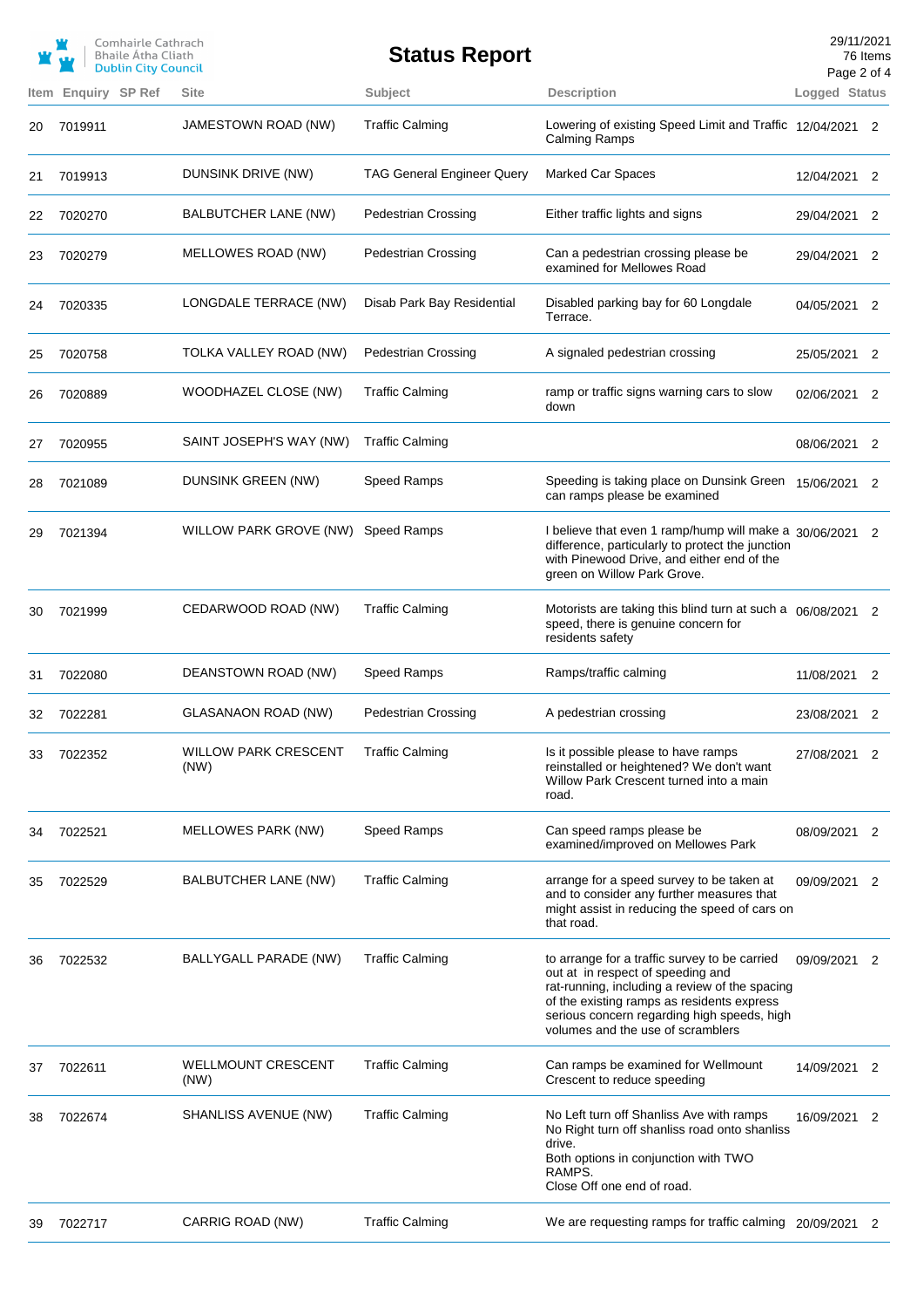# Status Report

| Item | Enquiry | SP Ref | Site | Subject | Description | Logged | Status |
|---|---|---|---|---|---|---|---|
| 20 | 7019911 | | JAMESTOWN ROAD (NW) | Traffic Calming | Lowering of existing Speed Limit and Traffic Calming Ramps | 12/04/2021 | 2 |
| 21 | 7019913 | | DUNSINK DRIVE (NW) | TAG General Engineer Query | Marked Car Spaces | 12/04/2021 | 2 |
| 22 | 7020270 | | BALBUTCHER LANE (NW) | Pedestrian Crossing | Either traffic lights and signs | 29/04/2021 | 2 |
| 23 | 7020279 | | MELLOWES ROAD (NW) | Pedestrian Crossing | Can a pedestrian crossing please be examined for Mellowes Road | 29/04/2021 | 2 |
| 24 | 7020335 | | LONGDALE TERRACE (NW) | Disab Park Bay Residential | Disabled parking bay for 60 Longdale Terrace. | 04/05/2021 | 2 |
| 25 | 7020758 | | TOLKA VALLEY ROAD (NW) | Pedestrian Crossing | A signaled pedestrian crossing | 25/05/2021 | 2 |
| 26 | 7020889 | | WOODHAZEL CLOSE (NW) | Traffic Calming | ramp or traffic signs warning cars to slow down | 02/06/2021 | 2 |
| 27 | 7020955 | | SAINT JOSEPH'S WAY (NW) | Traffic Calming | | 08/06/2021 | 2 |
| 28 | 7021089 | | DUNSINK GREEN (NW) | Speed Ramps | Speeding is taking place on Dunsink Green can ramps please be examined | 15/06/2021 | 2 |
| 29 | 7021394 | | WILLOW PARK GROVE (NW) | Speed Ramps | I believe that even 1 ramp/hump will make a difference, particularly to protect the junction with Pinewood Drive, and either end of the green on Willow Park Grove. | 30/06/2021 | 2 |
| 30 | 7021999 | | CEDARWOOD ROAD (NW) | Traffic Calming | Motorists are taking this blind turn at such a speed, there is genuine concern for residents safety | 06/08/2021 | 2 |
| 31 | 7022080 | | DEANSTOWN ROAD (NW) | Speed Ramps | Ramps/traffic calming | 11/08/2021 | 2 |
| 32 | 7022281 | | GLASANAON ROAD (NW) | Pedestrian Crossing | A pedestrian crossing | 23/08/2021 | 2 |
| 33 | 7022352 | | WILLOW PARK CRESCENT (NW) | Traffic Calming | Is it possible please to have ramps reinstalled or heightened? We don't want Willow Park Crescent turned into a main road. | 27/08/2021 | 2 |
| 34 | 7022521 | | MELLOWES PARK (NW) | Speed Ramps | Can speed ramps please be examined/improved on Mellowes Park | 08/09/2021 | 2 |
| 35 | 7022529 | | BALBUTCHER LANE (NW) | Traffic Calming | arrange for a speed survey to be taken at and to consider any further measures that might assist in reducing the speed of cars on that road. | 09/09/2021 | 2 |
| 36 | 7022532 | | BALLYGALL PARADE (NW) | Traffic Calming | to arrange for a traffic survey to be carried out at in respect of speeding and rat-running, including a review of the spacing of the existing ramps as residents express serious concern regarding high speeds, high volumes and the use of scramblers | 09/09/2021 | 2 |
| 37 | 7022611 | | WELLMOUNT CRESCENT (NW) | Traffic Calming | Can ramps be examined for Wellmount Crescent to reduce speeding | 14/09/2021 | 2 |
| 38 | 7022674 | | SHANLISS AVENUE (NW) | Traffic Calming | No Left turn off Shanliss Ave with ramps No Right turn off shanliss road onto shanliss drive. Both options in conjunction with TWO RAMPS. Close Off one end of road. | 16/09/2021 | 2 |
| 39 | 7022717 | | CARRIG ROAD (NW) | Traffic Calming | We are requesting ramps for traffic calming | 20/09/2021 | 2 |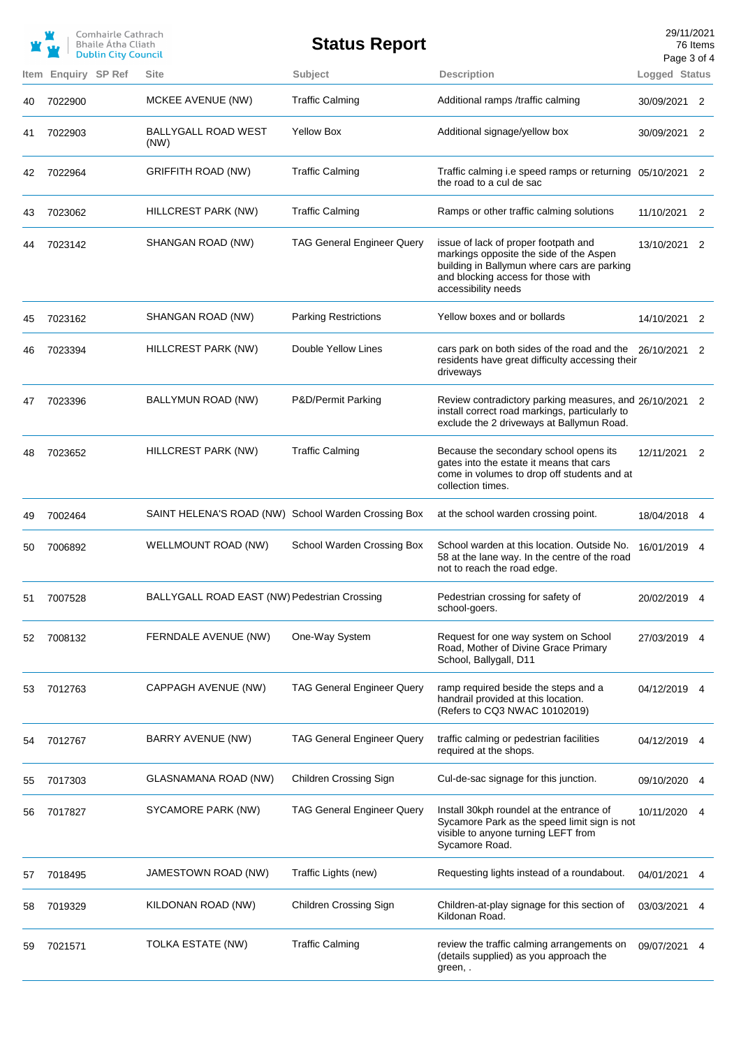| Item | Enquiry | SP Ref | Site | Subject | Description | Logged | Status |
|---|---|---|---|---|---|---|---|
| 40 | 7022900 | | MCKEE AVENUE (NW) | Traffic Calming | Additional ramps /traffic calming | 30/09/2021 | 2 |
| 41 | 7022903 | | BALLYGALL ROAD WEST (NW) | Yellow Box | Additional signage/yellow box | 30/09/2021 | 2 |
| 42 | 7022964 | | GRIFFITH ROAD (NW) | Traffic Calming | Traffic calming i.e speed ramps or returning the road to a cul de sac | 05/10/2021 | 2 |
| 43 | 7023062 | | HILLCREST PARK (NW) | Traffic Calming | Ramps or other traffic calming solutions | 11/10/2021 | 2 |
| 44 | 7023142 | | SHANGAN ROAD (NW) | TAG General Engineer Query | issue of lack of proper footpath and markings opposite the side of the Aspen building in Ballymun where cars are parking and blocking access for those with accessibility needs | 13/10/2021 | 2 |
| 45 | 7023162 | | SHANGAN ROAD (NW) | Parking Restrictions | Yellow boxes and or bollards | 14/10/2021 | 2 |
| 46 | 7023394 | | HILLCREST PARK (NW) | Double Yellow Lines | cars park on both sides of the road and the residents have great difficulty accessing their driveways | 26/10/2021 | 2 |
| 47 | 7023396 | | BALLYMUN ROAD (NW) | P&D/Permit Parking | Review contradictory parking measures, and install correct road markings, particularly to exclude the 2 driveways at Ballymun Road. | 26/10/2021 | 2 |
| 48 | 7023652 | | HILLCREST PARK (NW) | Traffic Calming | Because the secondary school opens its gates into the estate it means that cars come in volumes to drop off students and at collection times. | 12/11/2021 | 2 |
| 49 | 7002464 | | SAINT HELENA'S ROAD (NW) | School Warden Crossing Box | at the school warden crossing point. | 18/04/2018 | 4 |
| 50 | 7006892 | | WELLMOUNT ROAD (NW) | School Warden Crossing Box | School warden at this location. Outside No. 58 at the lane way. In the centre of the road not to reach the road edge. | 16/01/2019 | 4 |
| 51 | 7007528 | | BALLYGALL ROAD EAST (NW) | Pedestrian Crossing | Pedestrian crossing for safety of school-goers. | 20/02/2019 | 4 |
| 52 | 7008132 | | FERNDALE AVENUE (NW) | One-Way System | Request for one way system on School Road, Mother of Divine Grace Primary School, Ballygall, D11 | 27/03/2019 | 4 |
| 53 | 7012763 | | CAPPAGH AVENUE (NW) | TAG General Engineer Query | ramp required beside the steps and a handrail provided at this location. (Refers to CQ3 NWAC 10102019) | 04/12/2019 | 4 |
| 54 | 7012767 | | BARRY AVENUE (NW) | TAG General Engineer Query | traffic calming or pedestrian facilities required at the shops. | 04/12/2019 | 4 |
| 55 | 7017303 | | GLASNAMANA ROAD (NW) | Children Crossing Sign | Cul-de-sac signage for this junction. | 09/10/2020 | 4 |
| 56 | 7017827 | | SYCAMORE PARK (NW) | TAG General Engineer Query | Install 30kph roundel at the entrance of Sycamore Park as the speed limit sign is not visible to anyone turning LEFT from Sycamore Road. | 10/11/2020 | 4 |
| 57 | 7018495 | | JAMESTOWN ROAD (NW) | Traffic Lights (new) | Requesting lights instead of a roundabout. | 04/01/2021 | 4 |
| 58 | 7019329 | | KILDONAN ROAD (NW) | Children Crossing Sign | Children-at-play signage for this section of Kildonan Road. | 03/03/2021 | 4 |
| 59 | 7021571 | | TOLKA ESTATE (NW) | Traffic Calming | review the traffic calming arrangements on (details supplied) as you approach the green, . | 09/07/2021 | 4 |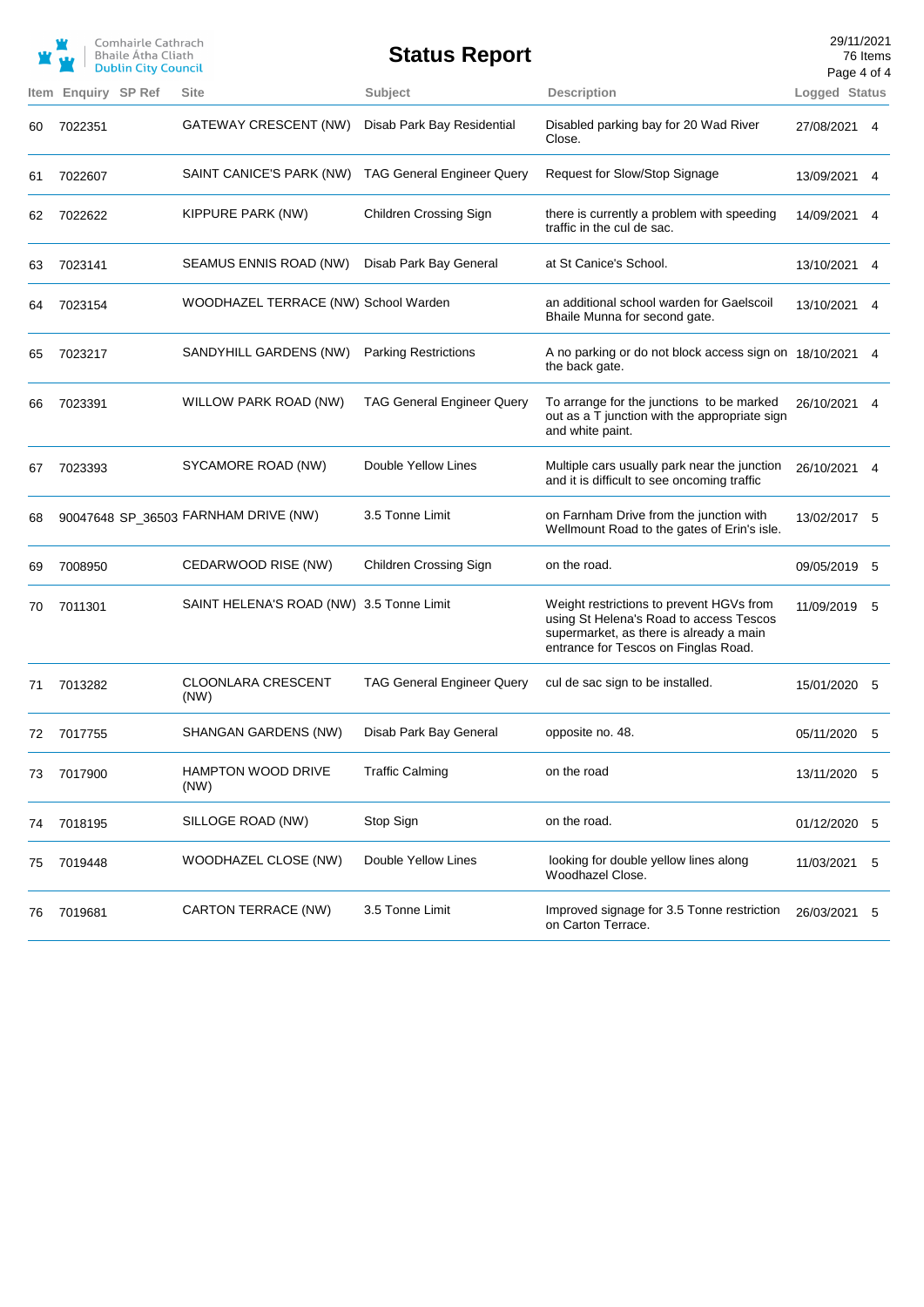# Status Report

Comhairle Cathrach Bhaile Átha Cliath
Dublin City Council

29/11/2021
76 Items

| Item | Enquiry | SP Ref | Site | Subject | Description | Logged | Status |
|---|---|---|---|---|---|---|---|
| 60 | 7022351 | | GATEWAY CRESCENT (NW) | Disab Park Bay Residential | Disabled parking bay for 20 Wad River Close. | 27/08/2021 | 4 |
| 61 | 7022607 | | SAINT CANICE'S PARK (NW) | TAG General Engineer Query | Request for Slow/Stop Signage | 13/09/2021 | 4 |
| 62 | 7022622 | | KIPPURE PARK (NW) | Children Crossing Sign | there is currently a problem with speeding traffic in the cul de sac. | 14/09/2021 | 4 |
| 63 | 7023141 | | SEAMUS ENNIS ROAD (NW) | Disab Park Bay General | at St Canice's School. | 13/10/2021 | 4 |
| 64 | 7023154 | | WOODHAZEL TERRACE (NW) | School Warden | an additional school warden for Gaelscoil Bhaile Munna for second gate. | 13/10/2021 | 4 |
| 65 | 7023217 | | SANDYHILL GARDENS (NW) | Parking Restrictions | A no parking or do not block access sign on the back gate. | 18/10/2021 | 4 |
| 66 | 7023391 | | WILLOW PARK ROAD (NW) | TAG General Engineer Query | To arrange for the junctions to be marked out as a T junction with the appropriate sign and white paint. | 26/10/2021 | 4 |
| 67 | 7023393 | | SYCAMORE ROAD (NW) | Double Yellow Lines | Multiple cars usually park near the junction and it is difficult to see oncoming traffic | 26/10/2021 | 4 |
| 68 | 90047648 | SP_36503 | FARNHAM DRIVE (NW) | 3.5 Tonne Limit | on Farnham Drive from the junction with Wellmount Road to the gates of Erin's isle. | 13/02/2017 | 5 |
| 69 | 7008950 | | CEDARWOOD RISE (NW) | Children Crossing Sign | on the road. | 09/05/2019 | 5 |
| 70 | 7011301 | | SAINT HELENA'S ROAD (NW) | 3.5 Tonne Limit | Weight restrictions to prevent HGVs from using St Helena's Road to access Tescos supermarket, as there is already a main entrance for Tescos on Finglas Road. | 11/09/2019 | 5 |
| 71 | 7013282 | | CLOONLARA CRESCENT (NW) | TAG General Engineer Query | cul de sac sign to be installed. | 15/01/2020 | 5 |
| 72 | 7017755 | | SHANGAN GARDENS (NW) | Disab Park Bay General | opposite no. 48. | 05/11/2020 | 5 |
| 73 | 7017900 | | HAMPTON WOOD DRIVE (NW) | Traffic Calming | on the road | 13/11/2020 | 5 |
| 74 | 7018195 | | SILLOGE ROAD (NW) | Stop Sign | on the road. | 01/12/2020 | 5 |
| 75 | 7019448 | | WOODHAZEL CLOSE (NW) | Double Yellow Lines | looking for double yellow lines along Woodhazel Close. | 11/03/2021 | 5 |
| 76 | 7019681 | | CARTON TERRACE (NW) | 3.5 Tonne Limit | Improved signage for 3.5 Tonne restriction on Carton Terrace. | 26/03/2021 | 5 |